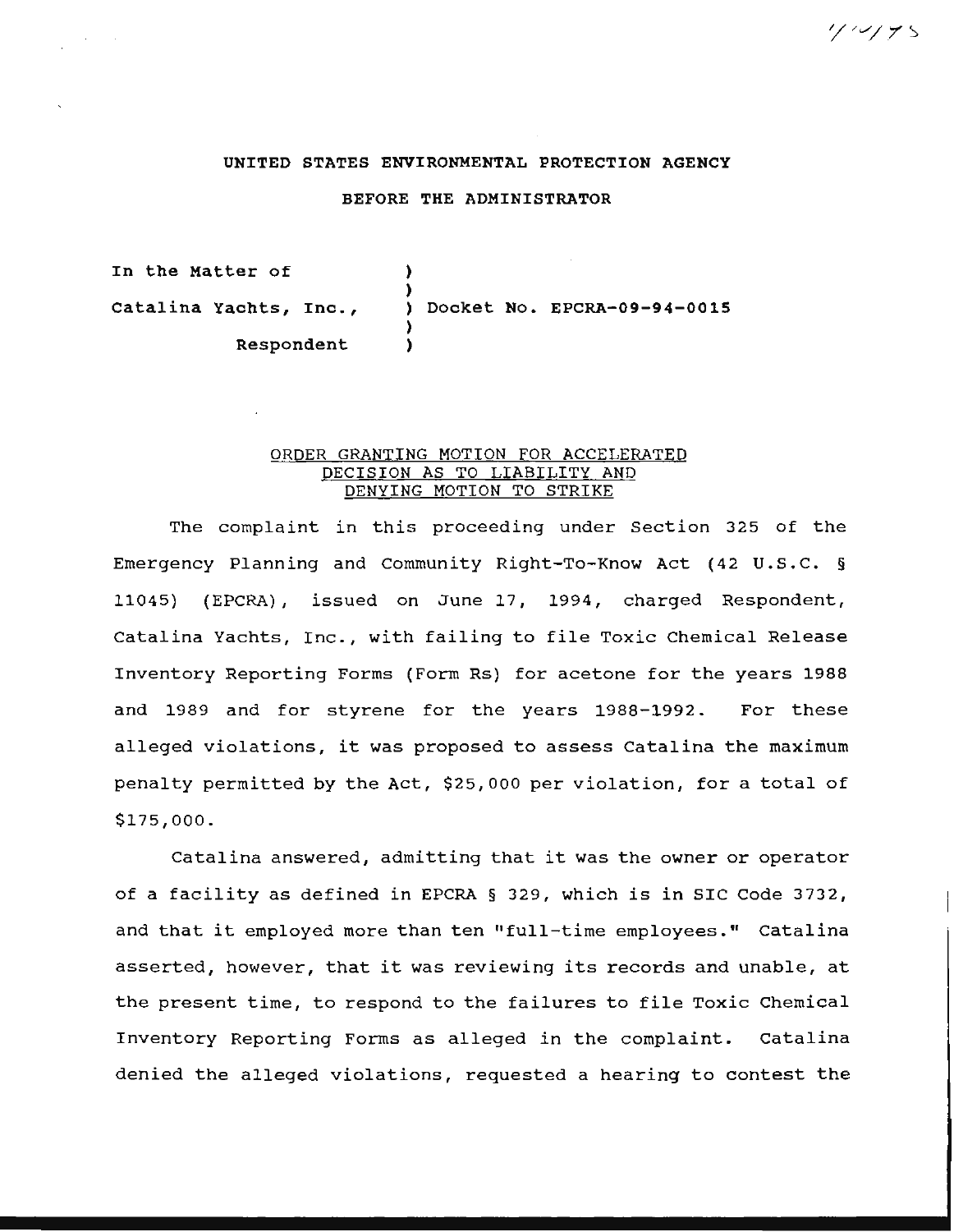UNITED STATES ENVIRONMENTAL PROTECTION AGENCY

BEFORE THE ADMINISTRATOR

In the Matter of )
)
Catalina Yachts, Inc., ) Docket No. EPCRA-09-94-0015
)
Respondent )

ORDER GRANTING MOTION FOR ACCELERATED DECISION AS TO LIABILITY AND DENYING MOTION TO STRIKE

The complaint in this proceeding under Section 325 of the Emergency Planning and Community Right-To-Know Act (42 U.S.C. § 11045) (EPCRA), issued on June 17, 1994, charged Respondent, Catalina Yachts, Inc., with failing to file Toxic Chemical Release Inventory Reporting Forms (Form Rs) for acetone for the years 1988 and 1989 and for styrene for the years 1988-1992. For these alleged violations, it was proposed to assess Catalina the maximum penalty permitted by the Act, $25,000 per violation, for a total of $175,000.

Catalina answered, admitting that it was the owner or operator of a facility as defined in EPCRA § 329, which is in SIC Code 3732, and that it employed more than ten "full-time employees." Catalina asserted, however, that it was reviewing its records and unable, at the present time, to respond to the failures to file Toxic Chemical Inventory Reporting Forms as alleged in the complaint. Catalina denied the alleged violations, requested a hearing to contest the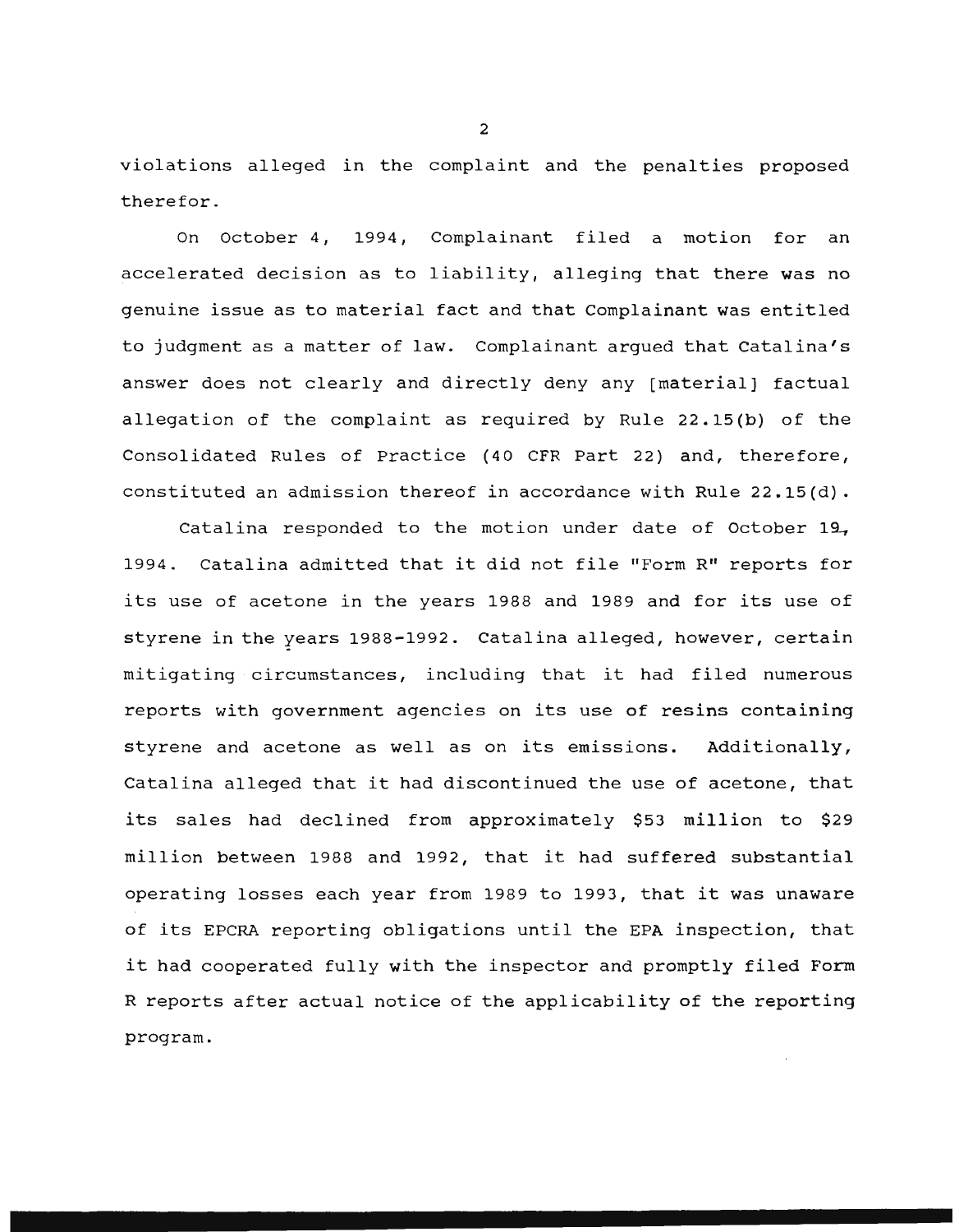violations alleged in the complaint and the penalties proposed therefor.

On October 4, 1994, Complainant filed a motion for an accelerated decision as to liability, alleging that there was no genuine issue as to material fact and that Complainant was entitled to judgment as a matter of law. Complainant argued that Catalina's answer does not clearly and directly deny any [material] factual allegation of the complaint as required by Rule 22.15(b) of the Consolidated Rules of Practice (40 CFR Part 22) and, therefore, constituted an admission thereof in accordance with Rule 22.15(d).

Catalina responded to the motion under date of October 19, 1994. Catalina admitted that it did not file "Form R" reports for its use of acetone in the years 1988 and 1989 and for its use of styrene in the years 1988-1992. Catalina alleged, however, certain mitigating circumstances, including that it had filed numerous reports with government agencies on its use of resins containing styrene and acetone as well as on its emissions. Additionally, Catalina alleged that it had discontinued the use of acetone, that its sales had declined from approximately $53 million to $29 million between 1988 and 1992, that it had suffered substantial operating losses each year from 1989 to 1993, that it was unaware of its EPCRA reporting obligations until the EPA inspection, that it had cooperated fully with the inspector and promptly filed Form R reports after actual notice of the applicability of the reporting program.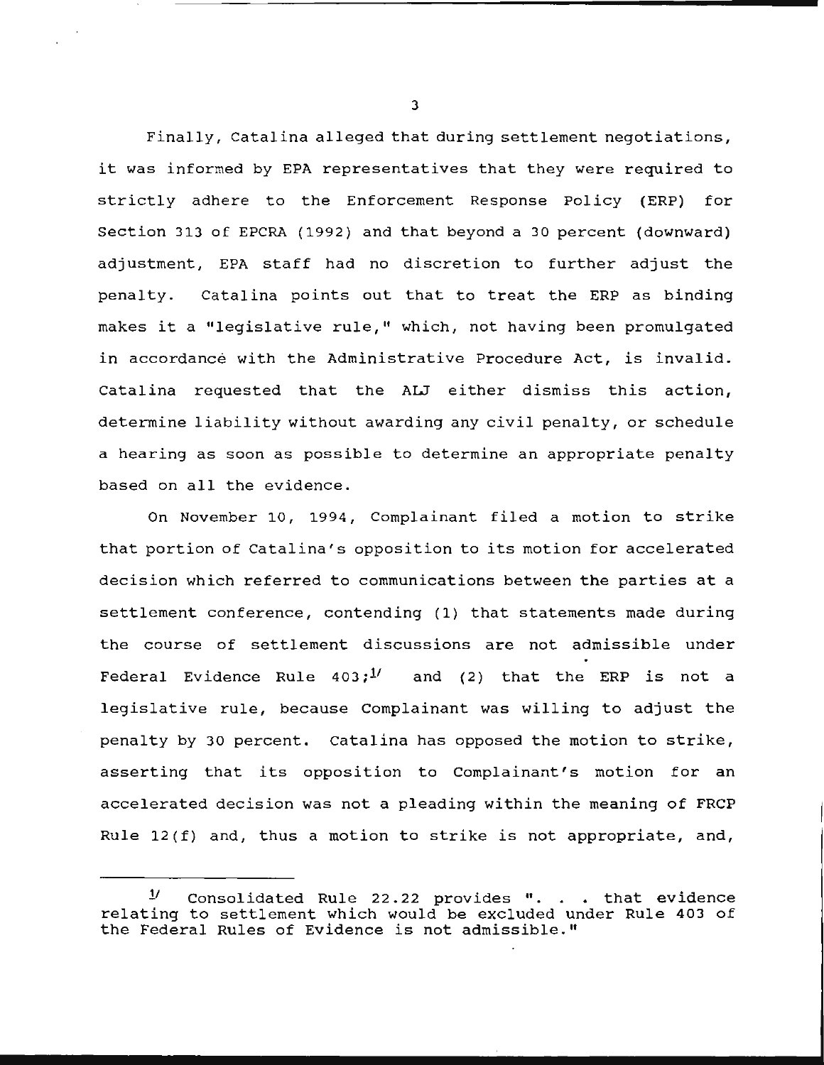Finally, Catalina alleged that during settlement negotiations, it was informed by EPA representatives that they were required to strictly adhere to the Enforcement Response Policy (ERP) for Section 313 of EPCRA (1992) and that beyond a 30 percent (downward) adjustment, EPA staff had no discretion to further adjust the penalty. Catalina points out that to treat the ERP as binding makes it a "legislative rule," which, not having been promulgated in accordance with the Administrative Procedure Act, is invalid. Catalina requested that the ALJ either dismiss this action, determine liability without awarding any civil penalty, or schedule a hearing as soon as possible to determine an appropriate penalty based on all the evidence.

On November 10, 1994, Complainant filed a motion to strike that portion of Catalina's opposition to its motion for accelerated decision which referred to communications between the parties at a settlement conference, contending (1) that statements made during the course of settlement discussions are not admissible under Federal Evidence Rule 403;[1] and (2) that the ERP is not a legislative rule, because Complainant was willing to adjust the penalty by 30 percent. Catalina has opposed the motion to strike, asserting that its opposition to Complainant's motion for an accelerated decision was not a pleading within the meaning of FRCP Rule 12(f) and, thus a motion to strike is not appropriate, and,

---

[1] Consolidated Rule 22.22 provides ". . . that evidence relating to settlement which would be excluded under Rule 403 of the Federal Rules of Evidence is not admissible."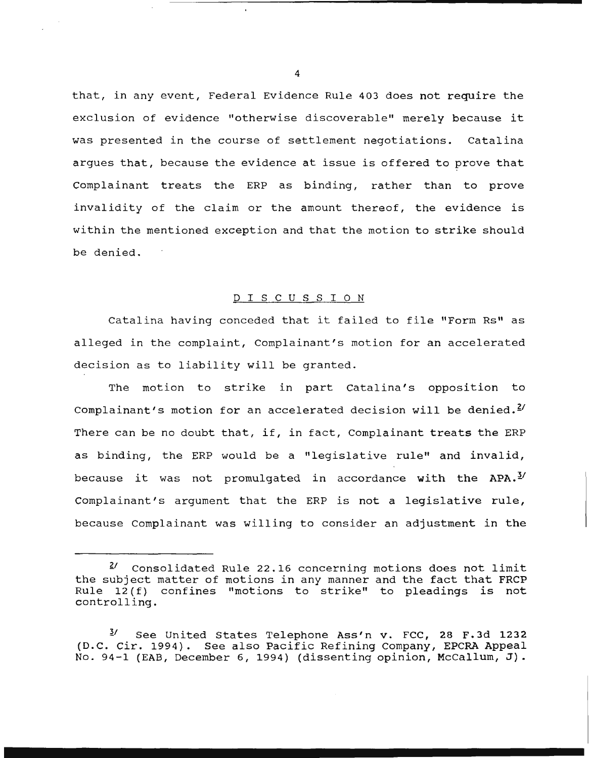that, in any event, Federal Evidence Rule 403 does not require the exclusion of evidence "otherwise discoverable" merely because it was presented in the course of settlement negotiations. Catalina argues that, because the evidence at issue is offered to prove that Complainant treats the ERP as binding, rather than to prove invalidity of the claim or the amount thereof, the evidence is within the mentioned exception and that the motion to strike should be denied.

## D I S C U S S I O N

Catalina having conceded that it failed to file "Form Rs" as alleged in the complaint, Complainant's motion for an accelerated decision as to liability will be granted.

The motion to strike in part Catalina's opposition to Complainant's motion for an accelerated decision will be denied.[2] There can be no doubt that, if, in fact, Complainant treats the ERP as binding, the ERP would be a "legislative rule" and invalid, because it was not promulgated in accordance with the APA.[3] Complainant's argument that the ERP is not a legislative rule, because Complainant was willing to consider an adjustment in the

---

[2] Consolidated Rule 22.16 concerning motions does not limit the subject matter of motions in any manner and the fact that FRCP Rule 12(f) confines "motions to strike" to pleadings is not controlling.

[3] See United States Telephone Ass'n v. FCC, 28 F.3d 1232 (D.C. Cir. 1994). See also Pacific Refining Company, EPCRA Appeal No. 94-1 (EAB, December 6, 1994) (dissenting opinion, McCallum, J).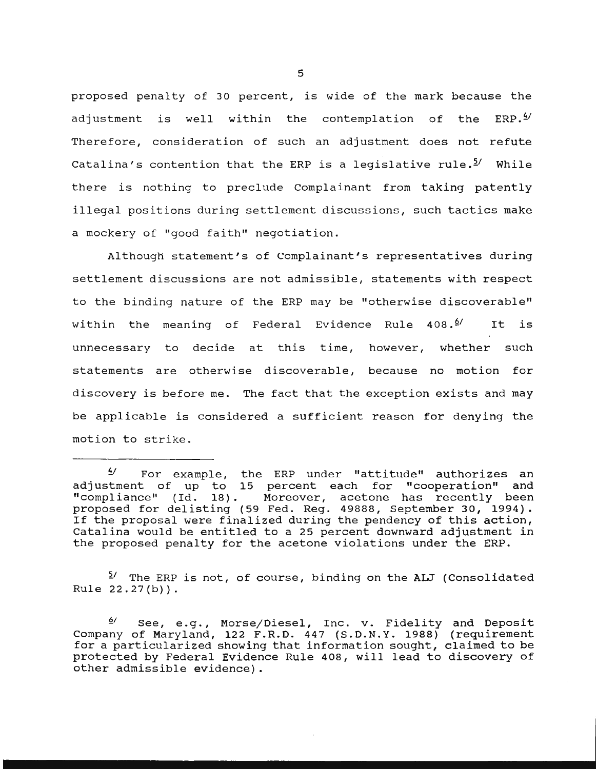proposed penalty of 30 percent, is wide of the mark because the adjustment is well within the contemplation of the ERP.[4] Therefore, consideration of such an adjustment does not refute Catalina's contention that the ERP is a legislative rule.[5] While there is nothing to preclude Complainant from taking patently illegal positions during settlement discussions, such tactics make a mockery of "good faith" negotiation.

Although statement's of Complainant's representatives during settlement discussions are not admissible, statements with respect to the binding nature of the ERP may be "otherwise discoverable" within the meaning of Federal Evidence Rule 408.[6] It is unnecessary to decide at this time, however, whether such statements are otherwise discoverable, because no motion for discovery is before me. The fact that the exception exists and may be applicable is considered a sufficient reason for denying the motion to strike.

---

[4] For example, the ERP under "attitude" authorizes an adjustment of up to 15 percent each for "cooperation" and "compliance" (Id. 18). Moreover, acetone has recently been proposed for delisting (59 Fed. Reg. 49888, September 30, 1994). If the proposal were finalized during the pendency of this action, Catalina would be entitled to a 25 percent downward adjustment in the proposed penalty for the acetone violations under the ERP.

[5] The ERP is not, of course, binding on the ALJ (Consolidated Rule 22.27(b)).

[6] See, e.g., Morse/Diesel, Inc. v. Fidelity and Deposit Company of Maryland, 122 F.R.D. 447 (S.D.N.Y. 1988) (requirement for a particularized showing that information sought, claimed to be protected by Federal Evidence Rule 408, will lead to discovery of other admissible evidence).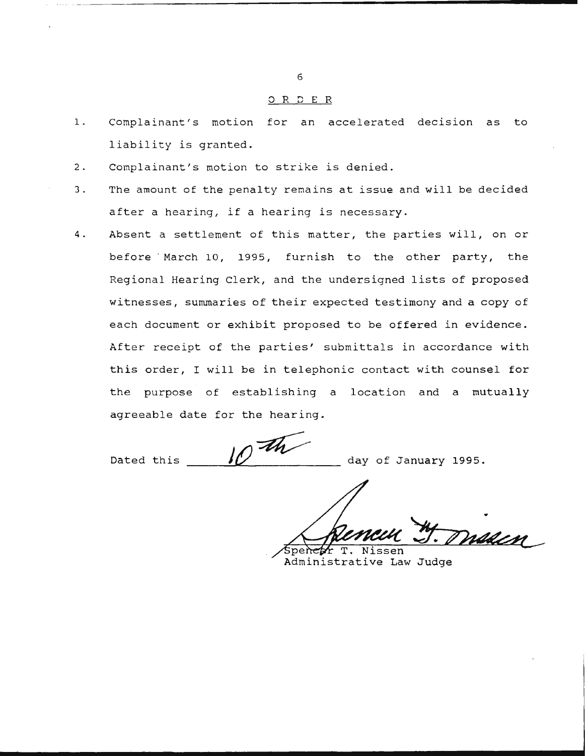## ORDER

1. Complainant's motion for an accelerated decision as to liability is granted.
2. Complainant's motion to strike is denied.
3. The amount of the penalty remains at issue and will be decided after a hearing, if a hearing is necessary.
4. Absent a settlement of this matter, the parties will, on or before March 10, 1995, furnish to the other party, the Regional Hearing Clerk, and the undersigned lists of proposed witnesses, summaries of their expected testimony and a copy of each document or exhibit proposed to be offered in evidence. After receipt of the parties' submittals in accordance with this order, I will be in telephonic contact with counsel for the purpose of establishing a location and a mutually agreeable date for the hearing.

Dated this 10th day of January 1995.

Spencer T. Nissen
Administrative Law Judge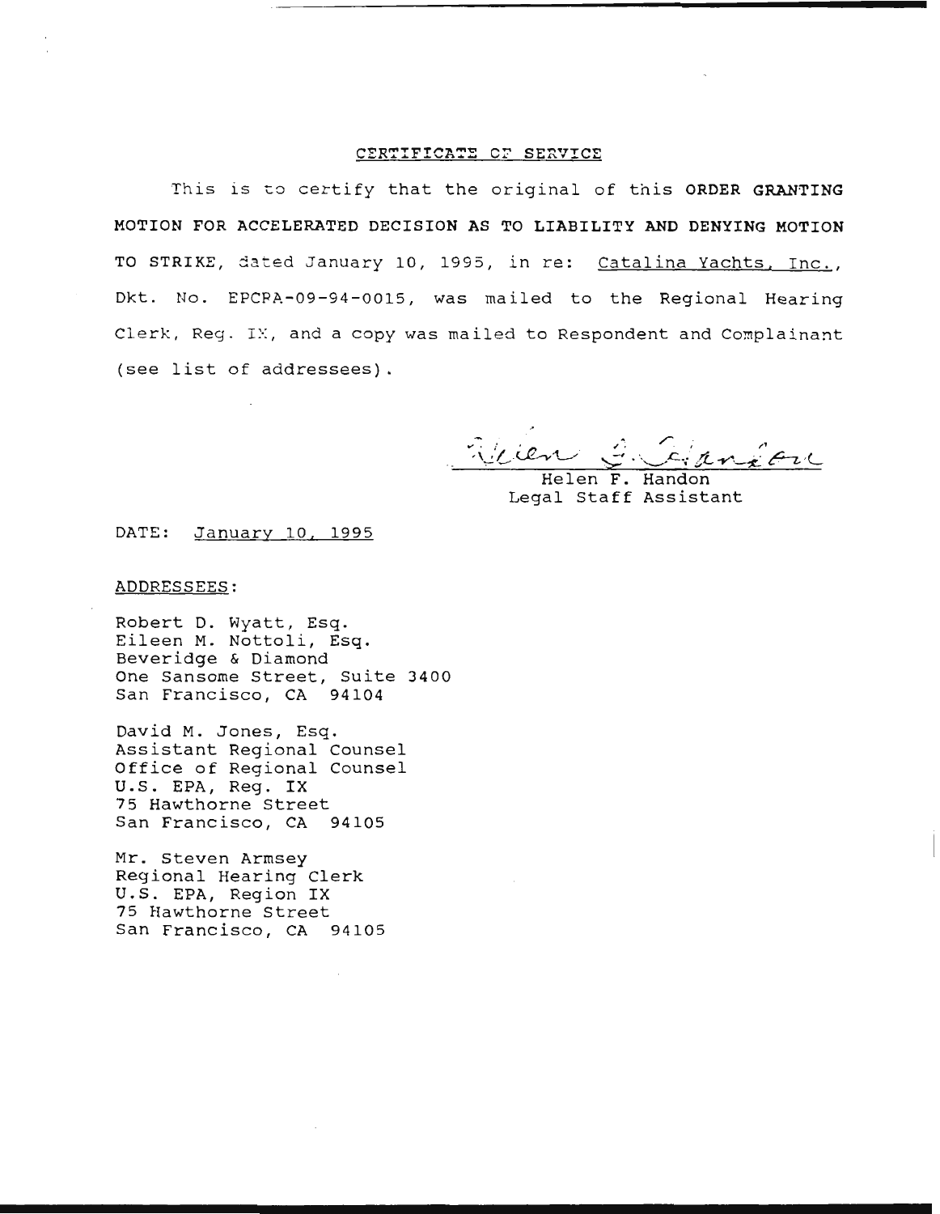## CERTIFICATE OF SERVICE

This is to certify that the original of this **ORDER GRANTING MOTION FOR ACCELERATED DECISION AS TO LIABILITY AND DENYING MOTION TO STRIKE**, dated January 10, 1995, in re: Catalina Yachts, Inc., Dkt. No. EPCPA-09-94-0015, was mailed to the Regional Hearing Clerk, Reg. IX, and a copy was mailed to Respondent and Complainant (see list of addressees).

Helen F. Handon
Legal Staff Assistant

DATE: January 10, 1995

ADDRESSEES:

Robert D. Wyatt, Esq.
Eileen M. Nottoli, Esq.
Beveridge & Diamond
One Sansome Street, Suite 3400
San Francisco, CA 94104

David M. Jones, Esq.
Assistant Regional Counsel
Office of Regional Counsel
U.S. EPA, Reg. IX
75 Hawthorne Street
San Francisco, CA 94105

Mr. Steven Armsey
Regional Hearing Clerk
U.S. EPA, Region IX
75 Hawthorne Street
San Francisco, CA 94105